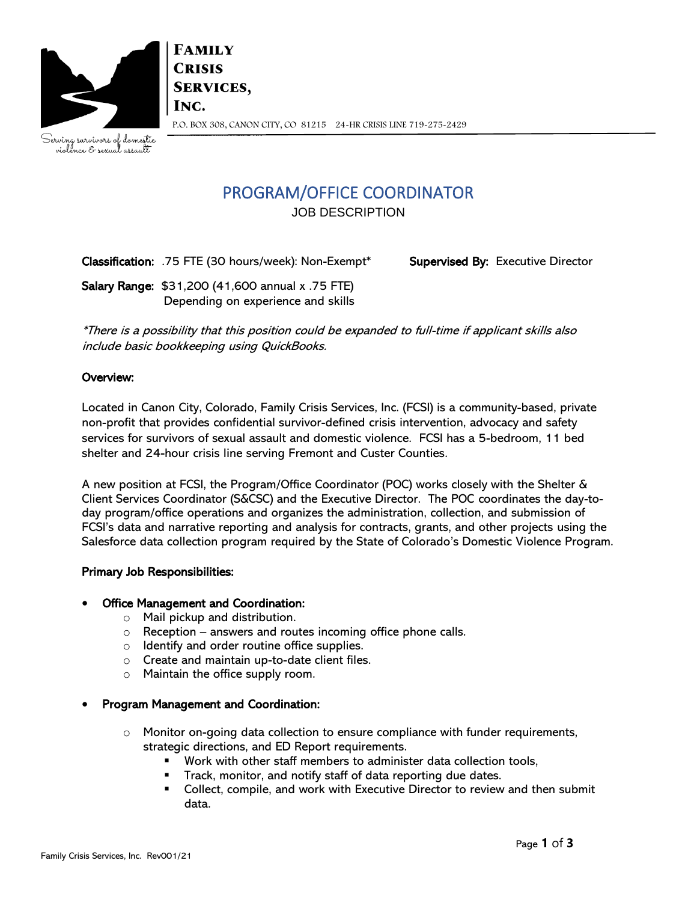**FAMILY CRISIS SERVICES, INC.**

P.O. BOX 308, CANON CITY, CO 81215 24-HR CRISIS LINE 719-275-2429

*Serving survivors of domestic violence & sexual assault*

# PROGRAM/OFFICE COORDINATOR

JOB DESCRIPTION

**Classification:** .75 FTE (30 hours/week): Non-Exempt* **Supervised By:** Executive Director

**Salary Range:** $31,200 (41,600 annual x .75 FTE)
Depending on experience and skills

*\*There is a possibility that this position could be expanded to full-time if applicant skills also include basic bookkeeping using QuickBooks.*

**Overview:**

Located in Canon City, Colorado, Family Crisis Services, Inc. (FCSI) is a community-based, private non-profit that provides confidential survivor-defined crisis intervention, advocacy and safety services for survivors of sexual assault and domestic violence. FCSI has a 5-bedroom, 11 bed shelter and 24-hour crisis line serving Fremont and Custer Counties.

A new position at FCSI, the Program/Office Coordinator (POC) works closely with the Shelter & Client Services Coordinator (S&CSC) and the Executive Director. The POC coordinates the day-to-day program/office operations and organizes the administration, collection, and submission of FCSI's data and narrative reporting and analysis for contracts, grants, and other projects using the Salesforce data collection program required by the State of Colorado's Domestic Violence Program.

**Primary Job Responsibilities:**

- **Office Management and Coordination:**
  - Mail pickup and distribution.
  - Reception – answers and routes incoming office phone calls.
  - Identify and order routine office supplies.
  - Create and maintain up-to-date client files.
  - Maintain the office supply room.

- **Program Management and Coordination:**
  - Monitor on-going data collection to ensure compliance with funder requirements, strategic directions, and ED Report requirements.
    - Work with other staff members to administer data collection tools,
    - Track, monitor, and notify staff of data reporting due dates.
    - Collect, compile, and work with Executive Director to review and then submit data.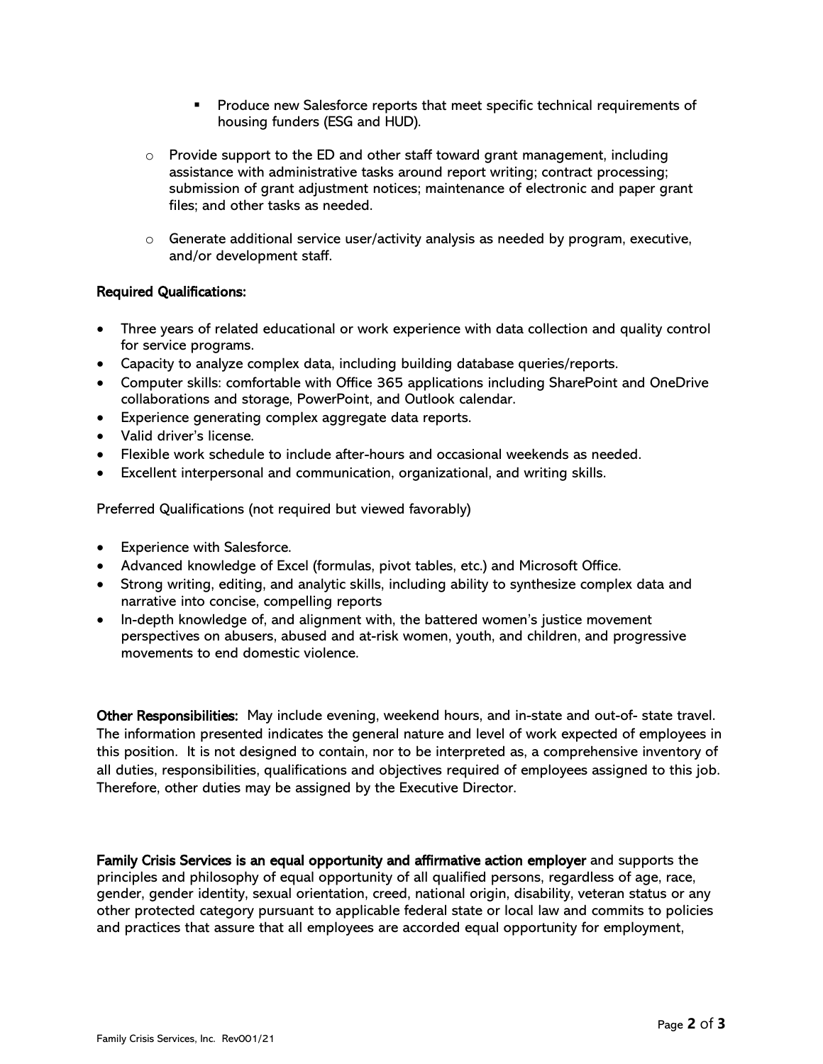- Produce new Salesforce reports that meet specific technical requirements of housing funders (ESG and HUD).

    - Provide support to the ED and other staff toward grant management, including assistance with administrative tasks around report writing; contract processing; submission of grant adjustment notices; maintenance of electronic and paper grant files; and other tasks as needed.

    - Generate additional service user/activity analysis as needed by program, executive, and/or development staff.

**Required Qualifications:**

- Three years of related educational or work experience with data collection and quality control for service programs.
- Capacity to analyze complex data, including building database queries/reports.
- Computer skills: comfortable with Office 365 applications including SharePoint and OneDrive collaborations and storage, PowerPoint, and Outlook calendar.
- Experience generating complex aggregate data reports.
- Valid driver's license.
- Flexible work schedule to include after-hours and occasional weekends as needed.
- Excellent interpersonal and communication, organizational, and writing skills.

Preferred Qualifications (not required but viewed favorably)

- Experience with Salesforce.
- Advanced knowledge of Excel (formulas, pivot tables, etc.) and Microsoft Office.
- Strong writing, editing, and analytic skills, including ability to synthesize complex data and narrative into concise, compelling reports
- In-depth knowledge of, and alignment with, the battered women's justice movement perspectives on abusers, abused and at-risk women, youth, and children, and progressive movements to end domestic violence.

**Other Responsibilities:** May include evening, weekend hours, and in-state and out-of- state travel. The information presented indicates the general nature and level of work expected of employees in this position. It is not designed to contain, nor to be interpreted as, a comprehensive inventory of all duties, responsibilities, qualifications and objectives required of employees assigned to this job. Therefore, other duties may be assigned by the Executive Director.

**Family Crisis Services is an equal opportunity and affirmative action employer** and supports the principles and philosophy of equal opportunity of all qualified persons, regardless of age, race, gender, gender identity, sexual orientation, creed, national origin, disability, veteran status or any other protected category pursuant to applicable federal state or local law and commits to policies and practices that assure that all employees are accorded equal opportunity for employment,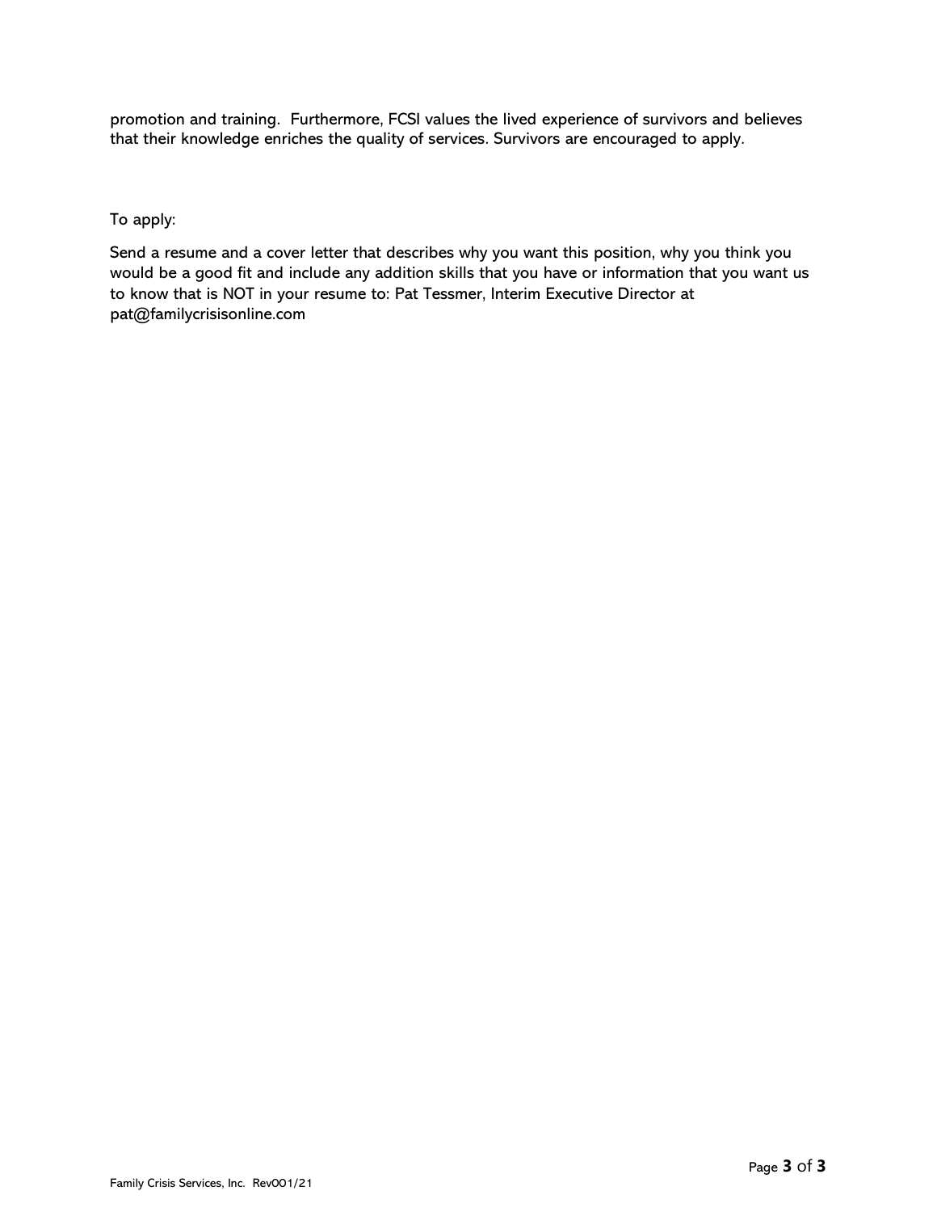promotion and training. Furthermore, FCSI values the lived experience of survivors and believes that their knowledge enriches the quality of services. Survivors are encouraged to apply.

To apply:

Send a resume and a cover letter that describes why you want this position, why you think you would be a good fit and include any addition skills that you have or information that you want us to know that is NOT in your resume to: Pat Tessmer, Interim Executive Director at pat@familycrisisonline.com